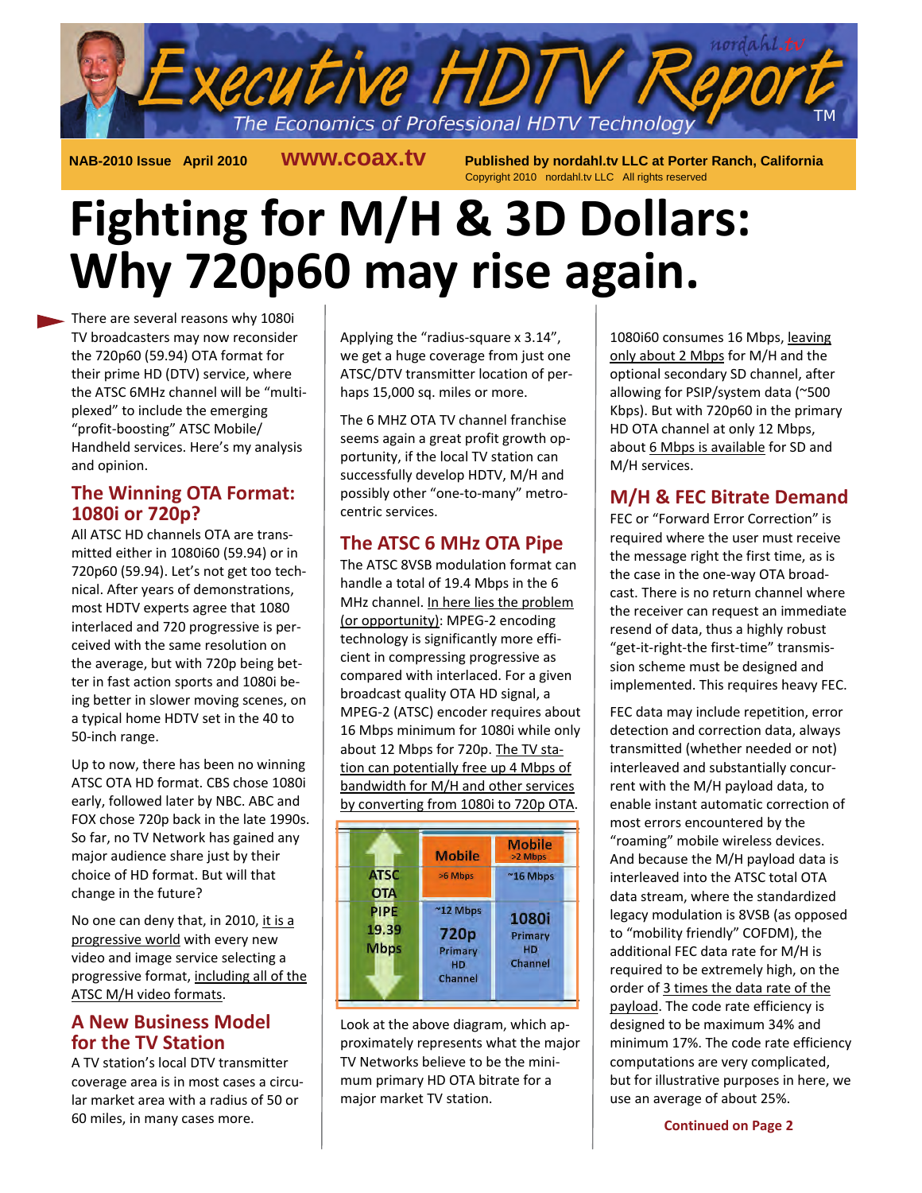# Executive HDTV Report

The Economics of Professional HDTV Technology

NAB-2010 Issue April 2010 **www.coax.tv** **Published by nordahl.tv LLC at Porter Ranch, California**
Copyright 2010 nordahl.tv LLC All rights reserved

# Fighting for M/H & 3D Dollars: Why 720p60 may rise again.

There are several reasons why 1080i TV broadcasters may now reconsider the 720p60 (59.94) OTA format for their prime HD (DTV) service, where the ATSC 6MHz channel will be "multi-plexed" to include the emerging "profit-boosting" ATSC Mobile/ Handheld services. Here's my analysis and opinion.

## The Winning OTA Format: 1080i or 720p?

All ATSC HD channels OTA are transmitted either in 1080i60 (59.94) or in 720p60 (59.94). Let's not get too technical. After years of demonstrations, most HDTV experts agree that 1080 interlaced and 720 progressive is perceived with the same resolution on the average, but with 720p being better in fast action sports and 1080i being better in slower moving scenes, on a typical home HDTV set in the 40 to 50-inch range.

Up to now, there has been no winning ATSC OTA HD format. CBS chose 1080i early, followed later by NBC. ABC and FOX chose 720p back in the late 1990s. So far, no TV Network has gained any major audience share just by their choice of HD format. But will that change in the future?

No one can deny that, in 2010, it is a progressive world with every new video and image service selecting a progressive format, including all of the ATSC M/H video formats.

## A New Business Model for the TV Station

A TV station's local DTV transmitter coverage area is in most cases a circular market area with a radius of 50 or 60 miles, in many cases more.

Applying the "radius-square x 3.14", we get a huge coverage from just one ATSC/DTV transmitter location of perhaps 15,000 sq. miles or more.

The 6 MHZ OTA TV channel franchise seems again a great profit growth opportunity, if the local TV station can successfully develop HDTV, M/H and possibly other "one-to-many" metro-centric services.

## The ATSC 6 MHz OTA Pipe

The ATSC 8VSB modulation format can handle a total of 19.4 Mbps in the 6 MHz channel. In here lies the problem (or opportunity): MPEG-2 encoding technology is significantly more efficient in compressing progressive as compared with interlaced. For a given broadcast quality OTA HD signal, a MPEG-2 (ATSC) encoder requires about 16 Mbps minimum for 1080i while only about 12 Mbps for 720p. The TV station can potentially free up 4 Mbps of bandwidth for M/H and other services by converting from 1080i to 720p OTA.

| ATSC OTA PIPE 19.39 Mbps | Mobile >6 Mbps | Mobile >2 Mbps |
| --- | --- | --- |
| | ~12 Mbps 720p Primary HD Channel | ~16 Mbps 1080i Primary HD Channel |

Look at the above diagram, which approximately represents what the major TV Networks believe to be the minimum primary HD OTA bitrate for a major market TV station.

1080i60 consumes 16 Mbps, leaving only about 2 Mbps for M/H and the optional secondary SD channel, after allowing for PSIP/system data (~500 Kbps). But with 720p60 in the primary HD OTA channel at only 12 Mbps, about 6 Mbps is available for SD and M/H services.

## M/H & FEC Bitrate Demand

FEC or "Forward Error Correction" is required where the user must receive the message right the first time, as is the case in the one-way OTA broadcast. There is no return channel where the receiver can request an immediate resend of data, thus a highly robust "get-it-right-the first-time" transmission scheme must be designed and implemented. This requires heavy FEC.

FEC data may include repetition, error detection and correction data, always transmitted (whether needed or not) interleaved and substantially concurrent with the M/H payload data, to enable instant automatic correction of most errors encountered by the "roaming" mobile wireless devices. And because the M/H payload data is interleaved into the ATSC total OTA data stream, where the standardized legacy modulation is 8VSB (as opposed to "mobility friendly" COFDM), the additional FEC data rate for M/H is required to be extremely high, on the order of 3 times the data rate of the payload. The code rate efficiency is designed to be maximum 34% and minimum 17%. The code rate efficiency computations are very complicated, but for illustrative purposes in here, we use an average of about 25%.

**Continued on Page 2**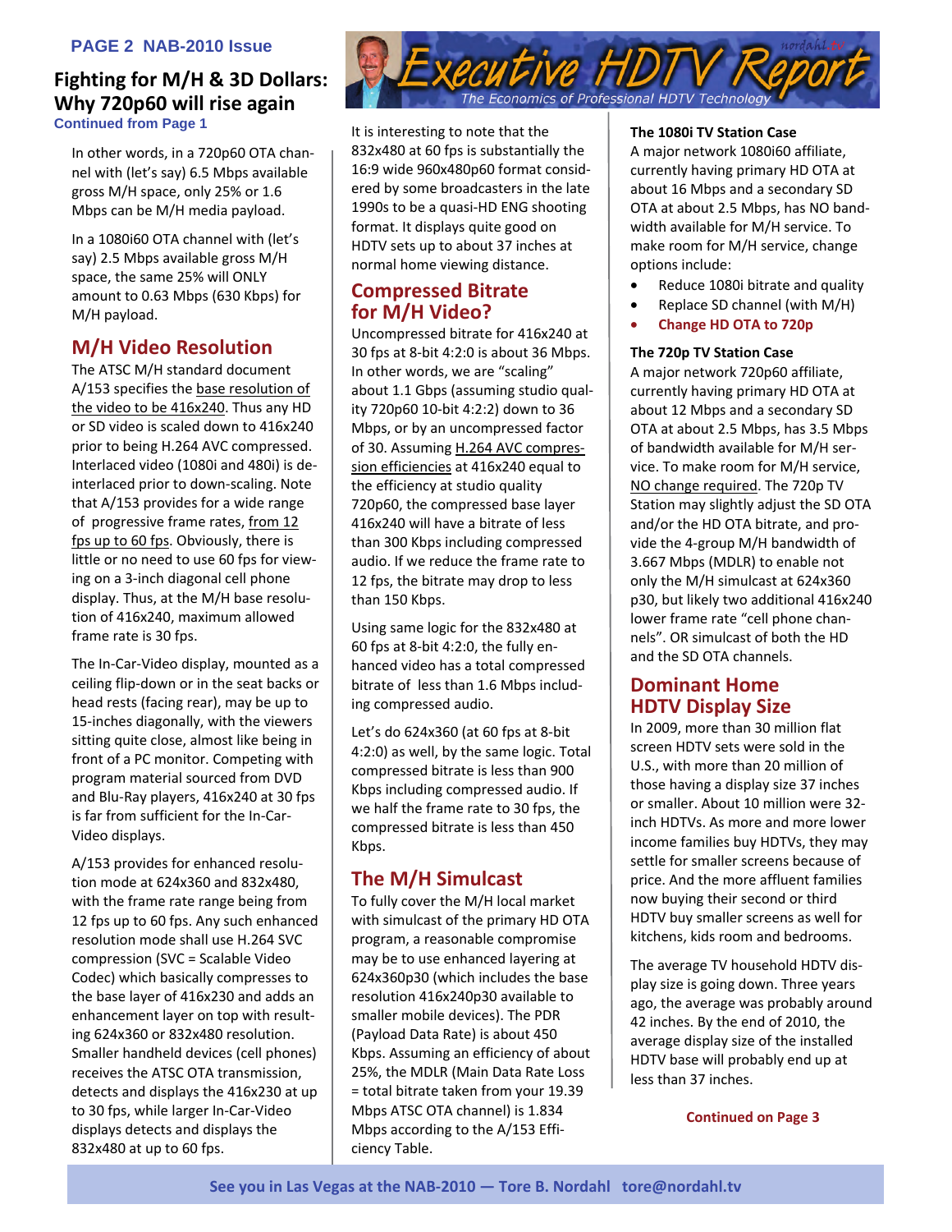## Fighting for M/H & 3D Dollars: Why 720p60 will rise again

**Continued from Page 1**

In other words, in a 720p60 OTA channel with (let's say) 6.5 Mbps available gross M/H space, only 25% or 1.6 Mbps can be M/H media payload.

In a 1080i60 OTA channel with (let's say) 2.5 Mbps available gross M/H space, the same 25% will ONLY amount to 0.63 Mbps (630 Kbps) for M/H payload.

## M/H Video Resolution

The ATSC M/H standard document A/153 specifies the base resolution of the video to be 416x240. Thus any HD or SD video is scaled down to 416x240 prior to being H.264 AVC compressed. Interlaced video (1080i and 480i) is de-interlaced prior to down-scaling. Note that A/153 provides for a wide range of progressive frame rates, from 12 fps up to 60 fps. Obviously, there is little or no need to use 60 fps for viewing on a 3-inch diagonal cell phone display. Thus, at the M/H base resolution of 416x240, maximum allowed frame rate is 30 fps.

The In-Car-Video display, mounted as a ceiling flip-down or in the seat backs or head rests (facing rear), may be up to 15-inches diagonally, with the viewers sitting quite close, almost like being in front of a PC monitor. Competing with program material sourced from DVD and Blu-Ray players, 416x240 at 30 fps is far from sufficient for the In-Car-Video displays.

A/153 provides for enhanced resolution mode at 624x360 and 832x480, with the frame rate range being from 12 fps up to 60 fps. Any such enhanced resolution mode shall use H.264 SVC compression (SVC = Scalable Video Codec) which basically compresses to the base layer of 416x230 and adds an enhancement layer on top with resulting 624x360 or 832x480 resolution. Smaller handheld devices (cell phones) receives the ATSC OTA transmission, detects and displays the 416x230 at up to 30 fps, while larger In-Car-Video displays detects and displays the 832x480 at up to 60 fps.

It is interesting to note that the 832x480 at 60 fps is substantially the 16:9 wide 960x480p60 format considered by some broadcasters in the late 1990s to be a quasi-HD ENG shooting format. It displays quite good on HDTV sets up to about 37 inches at normal home viewing distance.

## Compressed Bitrate for M/H Video?

Uncompressed bitrate for 416x240 at 30 fps at 8-bit 4:2:0 is about 36 Mbps. In other words, we are "scaling" about 1.1 Gbps (assuming studio quality 720p60 10-bit 4:2:2) down to 36 Mbps, or by an uncompressed factor of 30. Assuming H.264 AVC compression efficiencies at 416x240 equal to the efficiency at studio quality 720p60, the compressed base layer 416x240 will have a bitrate of less than 300 Kbps including compressed audio. If we reduce the frame rate to 12 fps, the bitrate may drop to less than 150 Kbps.

Using same logic for the 832x480 at 60 fps at 8-bit 4:2:0, the fully enhanced video has a total compressed bitrate of less than 1.6 Mbps including compressed audio.

Let's do 624x360 (at 60 fps at 8-bit 4:2:0) as well, by the same logic. Total compressed bitrate is less than 900 Kbps including compressed audio. If we half the frame rate to 30 fps, the compressed bitrate is less than 450 Kbps.

## The M/H Simulcast

To fully cover the M/H local market with simulcast of the primary HD OTA program, a reasonable compromise may be to use enhanced layering at 624x360p30 (which includes the base resolution 416x240p30 available to smaller mobile devices). The PDR (Payload Data Rate) is about 450 Kbps. Assuming an efficiency of about 25%, the MDLR (Main Data Rate Loss = total bitrate taken from your 19.39 Mbps ATSC OTA channel) is 1.834 Mbps according to the A/153 Efficiency Table.

**The 1080i TV Station Case**

A major network 1080i60 affiliate, currently having primary HD OTA at about 16 Mbps and a secondary SD OTA at about 2.5 Mbps, has NO bandwidth available for M/H service. To make room for M/H service, change options include:

- Reduce 1080i bitrate and quality
- Replace SD channel (with M/H)
- **Change HD OTA to 720p**

**The 720p TV Station Case**

A major network 720p60 affiliate, currently having primary HD OTA at about 12 Mbps and a secondary SD OTA at about 2.5 Mbps, has 3.5 Mbps of bandwidth available for M/H service. To make room for M/H service, NO change required. The 720p TV Station may slightly adjust the SD OTA and/or the HD OTA bitrate, and provide the 4-group M/H bandwidth of 3.667 Mbps (MDLR) to enable not only the M/H simulcast at 624x360 p30, but likely two additional 416x240 lower frame rate "cell phone channels". OR simulcast of both the HD and the SD OTA channels.

## Dominant Home HDTV Display Size

In 2009, more than 30 million flat screen HDTV sets were sold in the U.S., with more than 20 million of those having a display size 37 inches or smaller. About 10 million were 32-inch HDTVs. As more and more lower income families buy HDTVs, they may settle for smaller screens because of price. And the more affluent families now buying their second or third HDTV buy smaller screens as well for kitchens, kids room and bedrooms.

The average TV household HDTV display size is going down. Three years ago, the average was probably around 42 inches. By the end of 2010, the average display size of the installed HDTV base will probably end up at less than 37 inches.

**Continued on Page 3**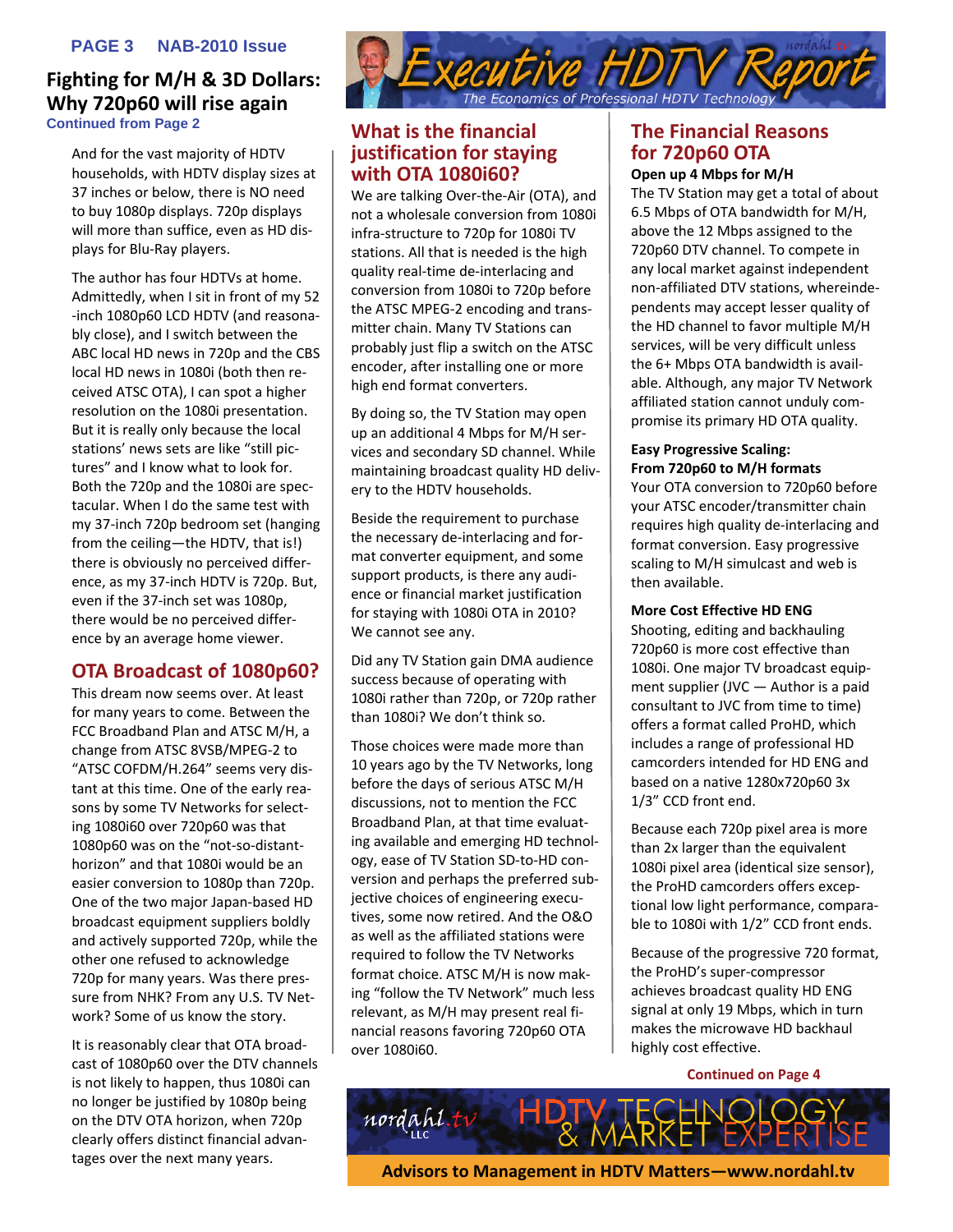# Fighting for M/H & 3D Dollars: Why 720p60 will rise again

**Continued from Page 2**

And for the vast majority of HDTV households, with HDTV display sizes at 37 inches or below, there is NO need to buy 1080p displays. 720p displays will more than suffice, even as HD displays for Blu-Ray players.

The author has four HDTVs at home. Admittedly, when I sit in front of my 52-inch 1080p60 LCD HDTV (and reasonably close), and I switch between the ABC local HD news in 720p and the CBS local HD news in 1080i (both then received ATSC OTA), I can spot a higher resolution on the 1080i presentation. But it is really only because the local stations' news sets are like "still pictures" and I know what to look for. Both the 720p and the 1080i are spectacular. When I do the same test with my 37-inch 720p bedroom set (hanging from the ceiling—the HDTV, that is!) there is obviously no perceived difference, as my 37-inch HDTV is 720p. But, even if the 37-inch set was 1080p, there would be no perceived difference by an average home viewer.

## OTA Broadcast of 1080p60?

This dream now seems over. At least for many years to come. Between the FCC Broadband Plan and ATSC M/H, a change from ATSC 8VSB/MPEG-2 to "ATSC COFDM/H.264" seems very distant at this time. One of the early reasons by some TV Networks for selecting 1080i60 over 720p60 was that 1080p60 was on the "not-so-distant-horizon" and that 1080i would be an easier conversion to 1080p than 720p. One of the two major Japan-based HD broadcast equipment suppliers boldly and actively supported 720p, while the other one refused to acknowledge 720p for many years. Was there pressure from NHK? From any U.S. TV Network? Some of us know the story.

It is reasonably clear that OTA broadcast of 1080p60 over the DTV channels is not likely to happen, thus 1080i can no longer be justified by 1080p being on the DTV OTA horizon, when 720p clearly offers distinct financial advantages over the next many years.

## What is the financial justification for staying with OTA 1080i60?

We are talking Over-the-Air (OTA), and not a wholesale conversion from 1080i infra-structure to 720p for 1080i TV stations. All that is needed is the high quality real-time de-interlacing and conversion from 1080i to 720p before the ATSC MPEG-2 encoding and transmitter chain. Many TV Stations can probably just flip a switch on the ATSC encoder, after installing one or more high end format converters.

By doing so, the TV Station may open up an additional 4 Mbps for M/H services and secondary SD channel. While maintaining broadcast quality HD delivery to the HDTV households.

Beside the requirement to purchase the necessary de-interlacing and format converter equipment, and some support products, is there any audience or financial market justification for staying with 1080i OTA in 2010? We cannot see any.

Did any TV Station gain DMA audience success because of operating with 1080i rather than 720p, or 720p rather than 1080i? We don't think so.

Those choices were made more than 10 years ago by the TV Networks, long before the days of serious ATSC M/H discussions, not to mention the FCC Broadband Plan, at that time evaluating available and emerging HD technology, ease of TV Station SD-to-HD conversion and perhaps the preferred subjective choices of engineering executives, some now retired. And the O&O as well as the affiliated stations were required to follow the TV Networks format choice. ATSC M/H is now making "follow the TV Network" much less relevant, as M/H may present real financial reasons favoring 720p60 OTA over 1080i60.

## The Financial Reasons for 720p60 OTA

**Open up 4 Mbps for M/H**

The TV Station may get a total of about 6.5 Mbps of OTA bandwidth for M/H, above the 12 Mbps assigned to the 720p60 DTV channel. To compete in any local market against independent non-affiliated DTV stations, whereindependents may accept lesser quality of the HD channel to favor multiple M/H services, will be very difficult unless the 6+ Mbps OTA bandwidth is available. Although, any major TV Network affiliated station cannot unduly compromise its primary HD OTA quality.

**Easy Progressive Scaling: From 720p60 to M/H formats**

Your OTA conversion to 720p60 before your ATSC encoder/transmitter chain requires high quality de-interlacing and format conversion. Easy progressive scaling to M/H simulcast and web is then available.

**More Cost Effective HD ENG**

Shooting, editing and backhauling 720p60 is more cost effective than 1080i. One major TV broadcast equipment supplier (JVC — Author is a paid consultant to JVC from time to time) offers a format called ProHD, which includes a range of professional HD camcorders intended for HD ENG and based on a native 1280x720p60 3x 1/3" CCD front end.

Because each 720p pixel area is more than 2x larger than the equivalent 1080i pixel area (identical size sensor), the ProHD camcorders offers exceptional low light performance, comparable to 1080i with 1/2" CCD front ends.

Because of the progressive 720 format, the ProHD's super-compressor achieves broadcast quality HD ENG signal at only 19 Mbps, which in turn makes the microwave HD backhaul highly cost effective.

**Continued on Page 4**

Advisors to Management in HDTV Matters—www.nordahl.tv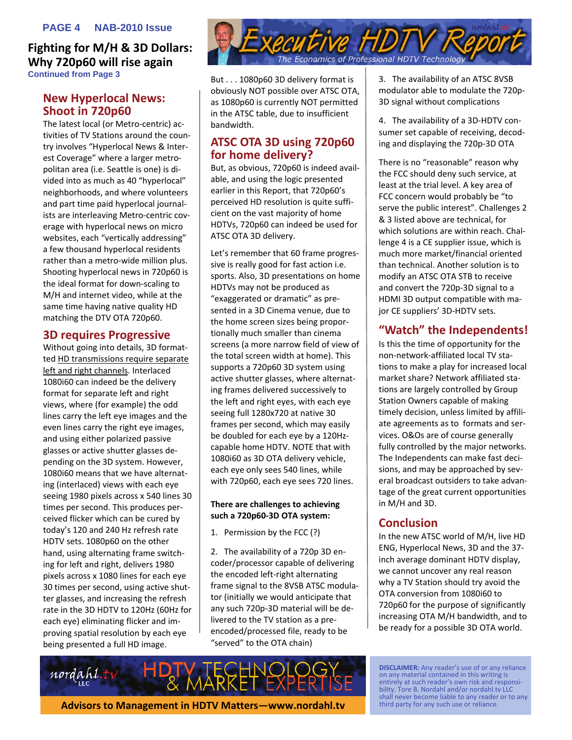# Fighting for M/H & 3D Dollars: Why 720p60 will rise again

**Continued from Page 3**

## New Hyperlocal News: Shoot in 720p60

The latest local (or Metro-centric) activities of TV Stations around the country involves "Hyperlocal News & Interest Coverage" where a larger metropolitan area (i.e. Seattle is one) is divided into as much as 40 "hyperlocal" neighborhoods, and where volunteers and part time paid hyperlocal journalists are interleaving Metro-centric coverage with hyperlocal news on micro websites, each "vertically addressing" a few thousand hyperlocal residents rather than a metro-wide million plus. Shooting hyperlocal news in 720p60 is the ideal format for down-scaling to M/H and internet video, while at the same time having native quality HD matching the DTV OTA 720p60.

## 3D requires Progressive

Without going into details, 3D formatted HD transmissions require separate left and right channels. Interlaced 1080i60 can indeed be the delivery format for separate left and right views, where (for example) the odd lines carry the left eye images and the even lines carry the right eye images, and using either polarized passive glasses or active shutter glasses depending on the 3D system. However, 1080i60 means that we have alternating (interlaced) views with each eye seeing 1980 pixels across x 540 lines 30 times per second. This produces perceived flicker which can be cured by today's 120 and 240 Hz refresh rate HDTV sets. 1080p60 on the other hand, using alternating frame switching for left and right, delivers 1980 pixels across x 1080 lines for each eye 30 times per second, using active shutter glasses, and increasing the refresh rate in the 3D HDTV to 120Hz (60Hz for each eye) eliminating flicker and improving spatial resolution by each eye being presented a full HD image.

But . . . 1080p60 3D delivery format is obviously NOT possible over ATSC OTA, as 1080p60 is currently NOT permitted in the ATSC table, due to insufficient bandwidth.

## ATSC OTA 3D using 720p60 for home delivery?

But, as obvious, 720p60 is indeed available, and using the logic presented earlier in this Report, that 720p60's perceived HD resolution is quite sufficient on the vast majority of home HDTVs, 720p60 can indeed be used for ATSC OTA 3D delivery.

Let's remember that 60 frame progressive is really good for fast action i.e. sports. Also, 3D presentations on home HDTVs may not be produced as "exaggerated or dramatic" as presented in a 3D Cinema venue, due to the home screen sizes being proportionally much smaller than cinema screens (a more narrow field of view of the total screen width at home). This supports a 720p60 3D system using active shutter glasses, where alternating frames delivered successively to the left and right eyes, with each eye seeing full 1280x720 at native 30 frames per second, which may easily be doubled for each eye by a 120Hz-capable home HDTV. NOTE that with 1080i60 as 3D OTA delivery vehicle, each eye only sees 540 lines, while with 720p60, each eye sees 720 lines.

**There are challenges to achieving such a 720p60-3D OTA system:**

1. Permission by the FCC (?)
2. The availability of a 720p 3D encoder/processor capable of delivering the encoded left-right alternating frame signal to the 8VSB ATSC modulator (initially we would anticipate that any such 720p-3D material will be delivered to the TV station as a pre-encoded/processed file, ready to be "served" to the OTA chain)
3. The availability of an ATSC 8VSB modulator able to modulate the 720p-3D signal without complications
4. The availability of a 3D-HDTV consumer set capable of receiving, decoding and displaying the 720p-3D OTA

There is no "reasonable" reason why the FCC should deny such service, at least at the trial level. A key area of FCC concern would probably be "to serve the public interest". Challenges 2 & 3 listed above are technical, for which solutions are within reach. Challenge 4 is a CE supplier issue, which is much more market/financial oriented than technical. Another solution is to modify an ATSC OTA STB to receive and convert the 720p-3D signal to a HDMI 3D output compatible with major CE suppliers' 3D-HDTV sets.

## "Watch" the Independents!

Is this the time of opportunity for the non-network-affiliated local TV stations to make a play for increased local market share? Network affiliated stations are largely controlled by Group Station Owners capable of making timely decision, unless limited by affiliate agreements as to formats and services. O&Os are of course generally fully controlled by the major networks. The Independents can make fast decisions, and may be approached by several broadcast outsiders to take advantage of the great current opportunities in M/H and 3D.

## Conclusion

In the new ATSC world of M/H, live HD ENG, Hyperlocal News, 3D and the 37-inch average dominant HDTV display, we cannot uncover any real reason why a TV Station should try avoid the OTA conversion from 1080i60 to 720p60 for the purpose of significantly increasing OTA M/H bandwidth, and to be ready for a possible 3D OTA world.

nordahl.tv LLC — HDTV TECHNOLOGY & MARKET EXPERTISE

**Advisors to Management in HDTV Matters—www.nordahl.tv**

**DISCLAIMER:** Any reader's use of or any reliance on any material contained in this writing is entirely at such reader's own risk and responsibility. Tore B. Nordahl and/or nordahl.tv LLC shall never become liable to any reader or to any third party for any such use or reliance.